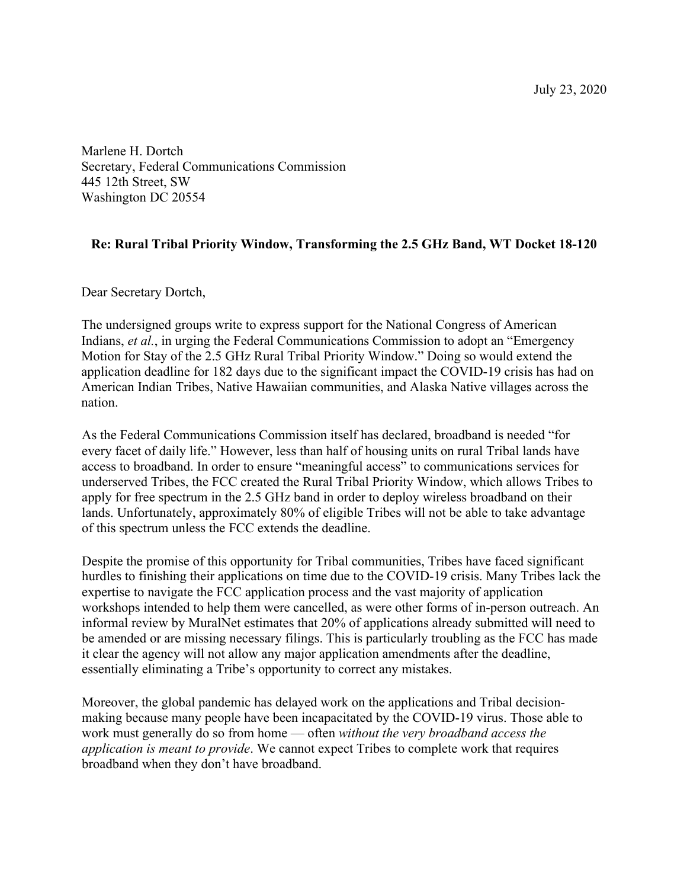July 23, 2020

Marlene H. Dortch
Secretary, Federal Communications Commission
445 12th Street, SW
Washington DC 20554

**Re: Rural Tribal Priority Window, Transforming the 2.5 GHz Band, WT Docket 18-120**

Dear Secretary Dortch,

The undersigned groups write to express support for the National Congress of American Indians, *et al.*, in urging the Federal Communications Commission to adopt an "Emergency Motion for Stay of the 2.5 GHz Rural Tribal Priority Window." Doing so would extend the application deadline for 182 days due to the significant impact the COVID-19 crisis has had on American Indian Tribes, Native Hawaiian communities, and Alaska Native villages across the nation.

As the Federal Communications Commission itself has declared, broadband is needed "for every facet of daily life." However, less than half of housing units on rural Tribal lands have access to broadband. In order to ensure "meaningful access" to communications services for underserved Tribes, the FCC created the Rural Tribal Priority Window, which allows Tribes to apply for free spectrum in the 2.5 GHz band in order to deploy wireless broadband on their lands. Unfortunately, approximately 80% of eligible Tribes will not be able to take advantage of this spectrum unless the FCC extends the deadline.

Despite the promise of this opportunity for Tribal communities, Tribes have faced significant hurdles to finishing their applications on time due to the COVID-19 crisis. Many Tribes lack the expertise to navigate the FCC application process and the vast majority of application workshops intended to help them were cancelled, as were other forms of in-person outreach. An informal review by MuralNet estimates that 20% of applications already submitted will need to be amended or are missing necessary filings. This is particularly troubling as the FCC has made it clear the agency will not allow any major application amendments after the deadline, essentially eliminating a Tribe's opportunity to correct any mistakes.

Moreover, the global pandemic has delayed work on the applications and Tribal decision-making because many people have been incapacitated by the COVID-19 virus. Those able to work must generally do so from home — often *without the very broadband access the application is meant to provide*. We cannot expect Tribes to complete work that requires broadband when they don't have broadband.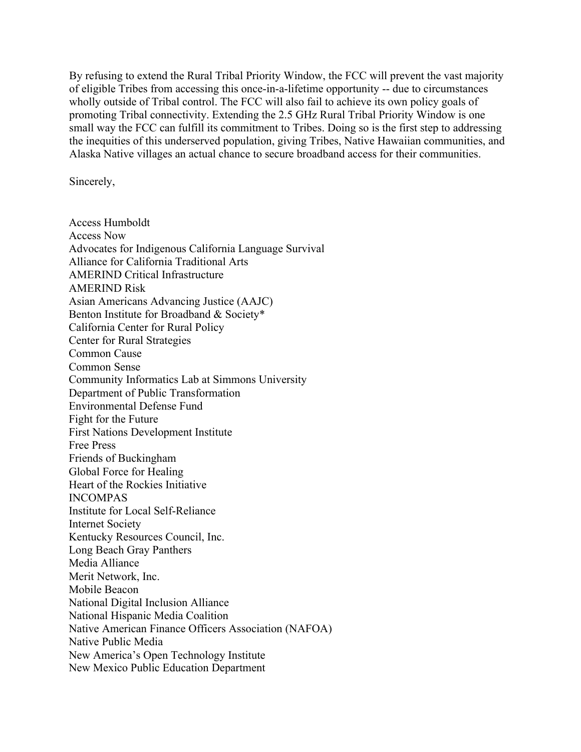By refusing to extend the Rural Tribal Priority Window, the FCC will prevent the vast majority of eligible Tribes from accessing this once-in-a-lifetime opportunity -- due to circumstances wholly outside of Tribal control. The FCC will also fail to achieve its own policy goals of promoting Tribal connectivity. Extending the 2.5 GHz Rural Tribal Priority Window is one small way the FCC can fulfill its commitment to Tribes. Doing so is the first step to addressing the inequities of this underserved population, giving Tribes, Native Hawaiian communities, and Alaska Native villages an actual chance to secure broadband access for their communities.

Sincerely,

Access Humboldt
Access Now
Advocates for Indigenous California Language Survival
Alliance for California Traditional Arts
AMERIND Critical Infrastructure
AMERIND Risk
Asian Americans Advancing Justice (AAJC)
Benton Institute for Broadband & Society*
California Center for Rural Policy
Center for Rural Strategies
Common Cause
Common Sense
Community Informatics Lab at Simmons University
Department of Public Transformation
Environmental Defense Fund
Fight for the Future
First Nations Development Institute
Free Press
Friends of Buckingham
Global Force for Healing
Heart of the Rockies Initiative
INCOMPAS
Institute for Local Self-Reliance
Internet Society
Kentucky Resources Council, Inc.
Long Beach Gray Panthers
Media Alliance
Merit Network, Inc.
Mobile Beacon
National Digital Inclusion Alliance
National Hispanic Media Coalition
Native American Finance Officers Association (NAFOA)
Native Public Media
New America's Open Technology Institute
New Mexico Public Education Department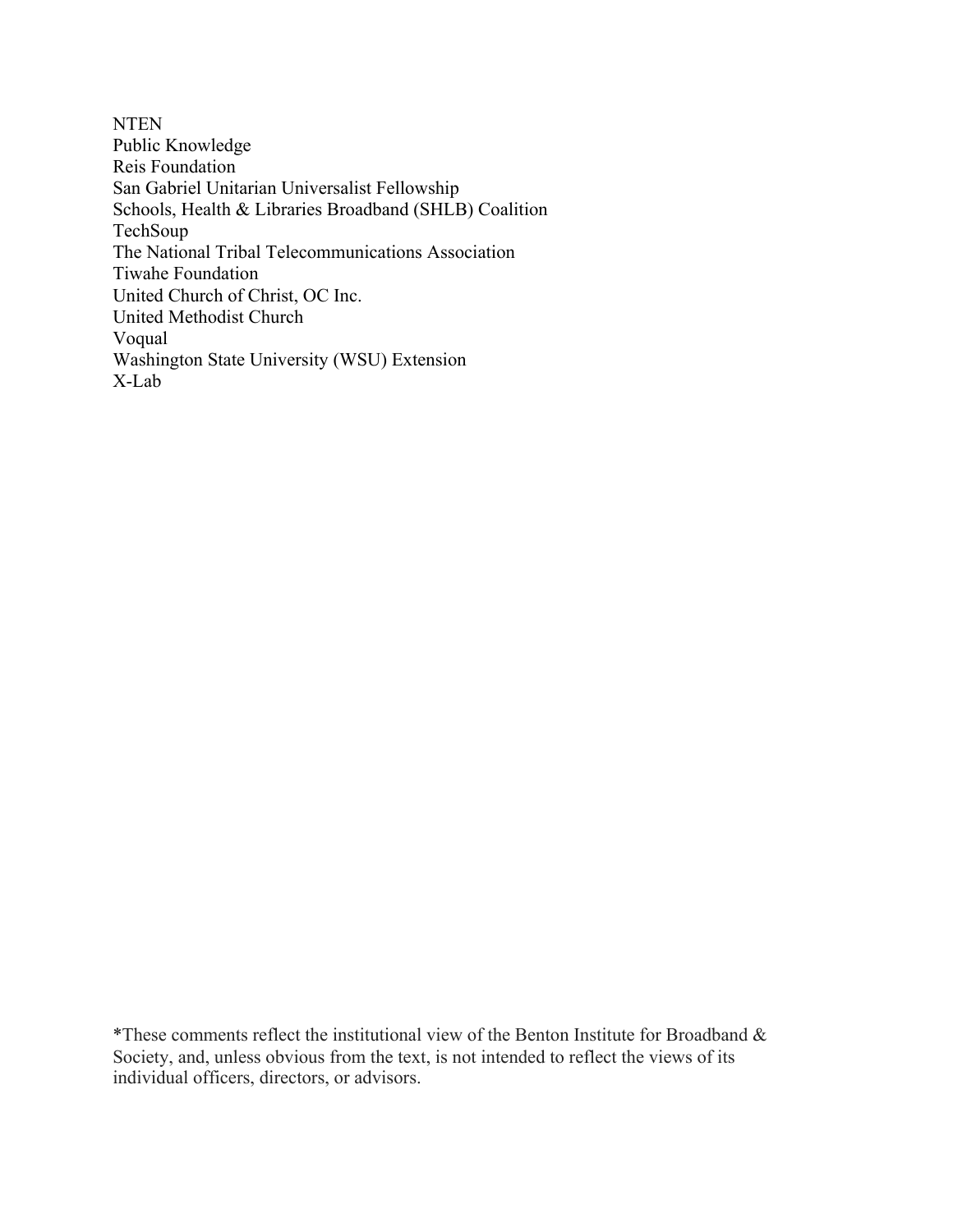NTEN
Public Knowledge
Reis Foundation
San Gabriel Unitarian Universalist Fellowship
Schools, Health & Libraries Broadband (SHLB) Coalition
TechSoup
The National Tribal Telecommunications Association
Tiwahe Foundation
United Church of Christ, OC Inc.
United Methodist Church
Voqual
Washington State University (WSU) Extension
X-Lab

*These comments reflect the institutional view of the Benton Institute for Broadband & Society, and, unless obvious from the text, is not intended to reflect the views of its individual officers, directors, or advisors.